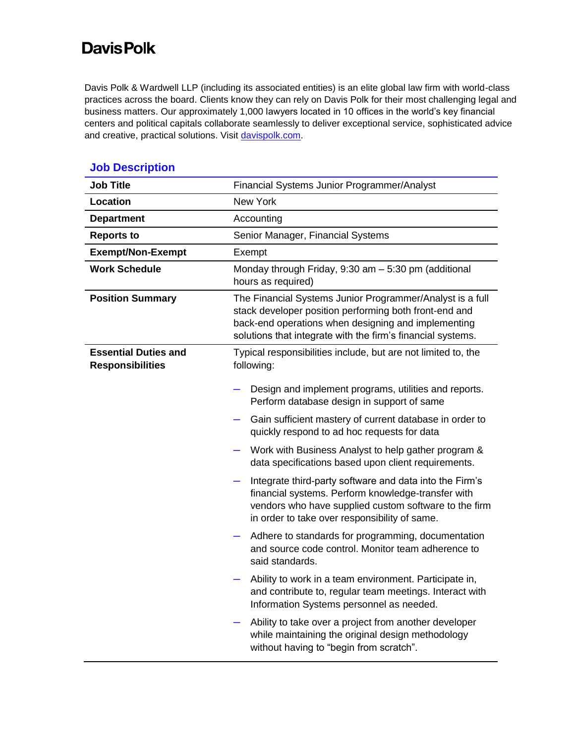# DavisPolk

Davis Polk & Wardwell LLP (including its associated entities) is an elite global law firm with world-class practices across the board. Clients know they can rely on Davis Polk for their most challenging legal and business matters. Our approximately 1,000 lawyers located in 10 offices in the world's key financial centers and political capitals collaborate seamlessly to deliver exceptional service, sophisticated advice and creative, practical solutions. Visit [davispolk.com](davispolk.com).

## Job Description

| | |
|---|---|
| **Job Title** | Financial Systems Junior Programmer/Analyst |
| **Location** | New York |
| **Department** | Accounting |
| **Reports to** | Senior Manager, Financial Systems |
| **Exempt/Non-Exempt** | Exempt |
| **Work Schedule** | Monday through Friday, 9:30 am – 5:30 pm (additional hours as required) |
| **Position Summary** | The Financial Systems Junior Programmer/Analyst is a full stack developer position performing both front-end and back-end operations when designing and implementing solutions that integrate with the firm's financial systems. |
| **Essential Duties and Responsibilities** | Typical responsibilities include, but are not limited to, the following:<br>– Design and implement programs, utilities and reports. Perform database design in support of same<br>– Gain sufficient mastery of current database in order to quickly respond to ad hoc requests for data<br>– Work with Business Analyst to help gather program & data specifications based upon client requirements.<br>– Integrate third-party software and data into the Firm's financial systems. Perform knowledge-transfer with vendors who have supplied custom software to the firm in order to take over responsibility of same.<br>– Adhere to standards for programming, documentation and source code control. Monitor team adherence to said standards.<br>– Ability to work in a team environment. Participate in, and contribute to, regular team meetings. Interact with Information Systems personnel as needed.<br>– Ability to take over a project from another developer while maintaining the original design methodology without having to "begin from scratch". |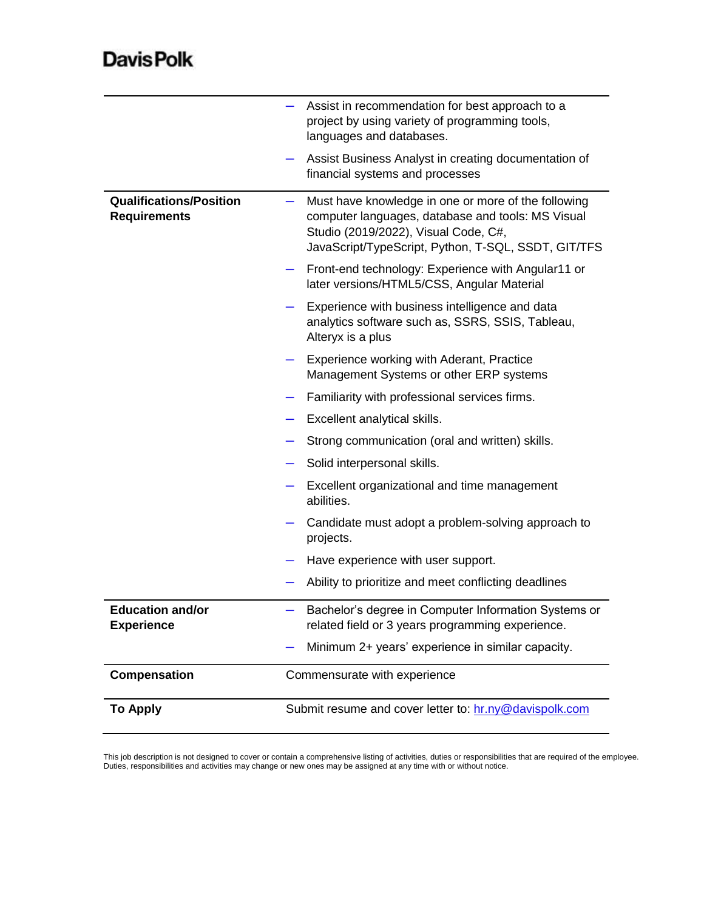| | |
|---|---|
| | – Assist in recommendation for best approach to a project by using variety of programming tools, languages and databases.<br>– Assist Business Analyst in creating documentation of financial systems and processes |
| **Qualifications/Position Requirements** | – Must have knowledge in one or more of the following computer languages, database and tools: MS Visual Studio (2019/2022), Visual Code, C#, JavaScript/TypeScript, Python, T-SQL, SSDT, GIT/TFS<br>– Front-end technology: Experience with Angular11 or later versions/HTML5/CSS, Angular Material<br>– Experience with business intelligence and data analytics software such as, SSRS, SSIS, Tableau, Alteryx is a plus<br>– Experience working with Aderant, Practice Management Systems or other ERP systems<br>– Familiarity with professional services firms.<br>– Excellent analytical skills.<br>– Strong communication (oral and written) skills.<br>– Solid interpersonal skills.<br>– Excellent organizational and time management abilities.<br>– Candidate must adopt a problem-solving approach to projects.<br>– Have experience with user support.<br>– Ability to prioritize and meet conflicting deadlines |
| **Education and/or Experience** | – Bachelor's degree in Computer Information Systems or related field or 3 years programming experience.<br>– Minimum 2+ years' experience in similar capacity. |
| **Compensation** | Commensurate with experience |
| **To Apply** | Submit resume and cover letter to: hr.ny@davispolk.com |

This job description is not designed to cover or contain a comprehensive listing of activities, duties or responsibilities that are required of the employee. Duties, responsibilities and activities may change or new ones may be assigned at any time with or without notice.